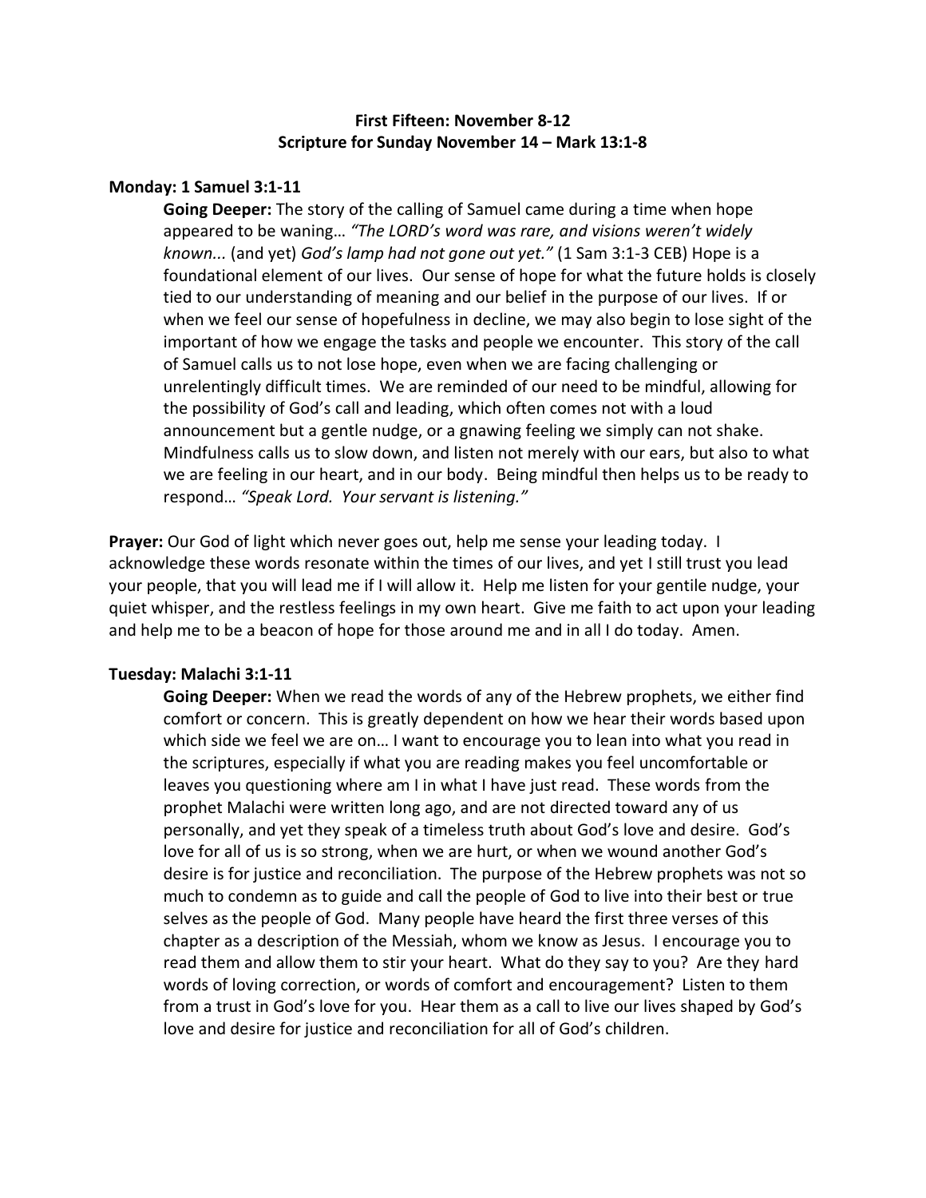**First Fifteen: November 8-12**
**Scripture for Sunday November 14 – Mark 13:1-8**

**Monday: 1 Samuel 3:1-11**

**Going Deeper:** The story of the calling of Samuel came during a time when hope appeared to be waning… *"The LORD's word was rare, and visions weren't widely known...* (and yet) *God's lamp had not gone out yet."* (1 Sam 3:1-3 CEB) Hope is a foundational element of our lives. Our sense of hope for what the future holds is closely tied to our understanding of meaning and our belief in the purpose of our lives. If or when we feel our sense of hopefulness in decline, we may also begin to lose sight of the important of how we engage the tasks and people we encounter. This story of the call of Samuel calls us to not lose hope, even when we are facing challenging or unrelentingly difficult times. We are reminded of our need to be mindful, allowing for the possibility of God's call and leading, which often comes not with a loud announcement but a gentle nudge, or a gnawing feeling we simply can not shake. Mindfulness calls us to slow down, and listen not merely with our ears, but also to what we are feeling in our heart, and in our body. Being mindful then helps us to be ready to respond… *"Speak Lord. Your servant is listening."*

**Prayer:** Our God of light which never goes out, help me sense your leading today. I acknowledge these words resonate within the times of our lives, and yet I still trust you lead your people, that you will lead me if I will allow it. Help me listen for your gentile nudge, your quiet whisper, and the restless feelings in my own heart. Give me faith to act upon your leading and help me to be a beacon of hope for those around me and in all I do today. Amen.

**Tuesday: Malachi 3:1-11**

**Going Deeper:** When we read the words of any of the Hebrew prophets, we either find comfort or concern. This is greatly dependent on how we hear their words based upon which side we feel we are on… I want to encourage you to lean into what you read in the scriptures, especially if what you are reading makes you feel uncomfortable or leaves you questioning where am I in what I have just read. These words from the prophet Malachi were written long ago, and are not directed toward any of us personally, and yet they speak of a timeless truth about God's love and desire. God's love for all of us is so strong, when we are hurt, or when we wound another God's desire is for justice and reconciliation. The purpose of the Hebrew prophets was not so much to condemn as to guide and call the people of God to live into their best or true selves as the people of God. Many people have heard the first three verses of this chapter as a description of the Messiah, whom we know as Jesus. I encourage you to read them and allow them to stir your heart. What do they say to you? Are they hard words of loving correction, or words of comfort and encouragement? Listen to them from a trust in God's love for you. Hear them as a call to live our lives shaped by God's love and desire for justice and reconciliation for all of God's children.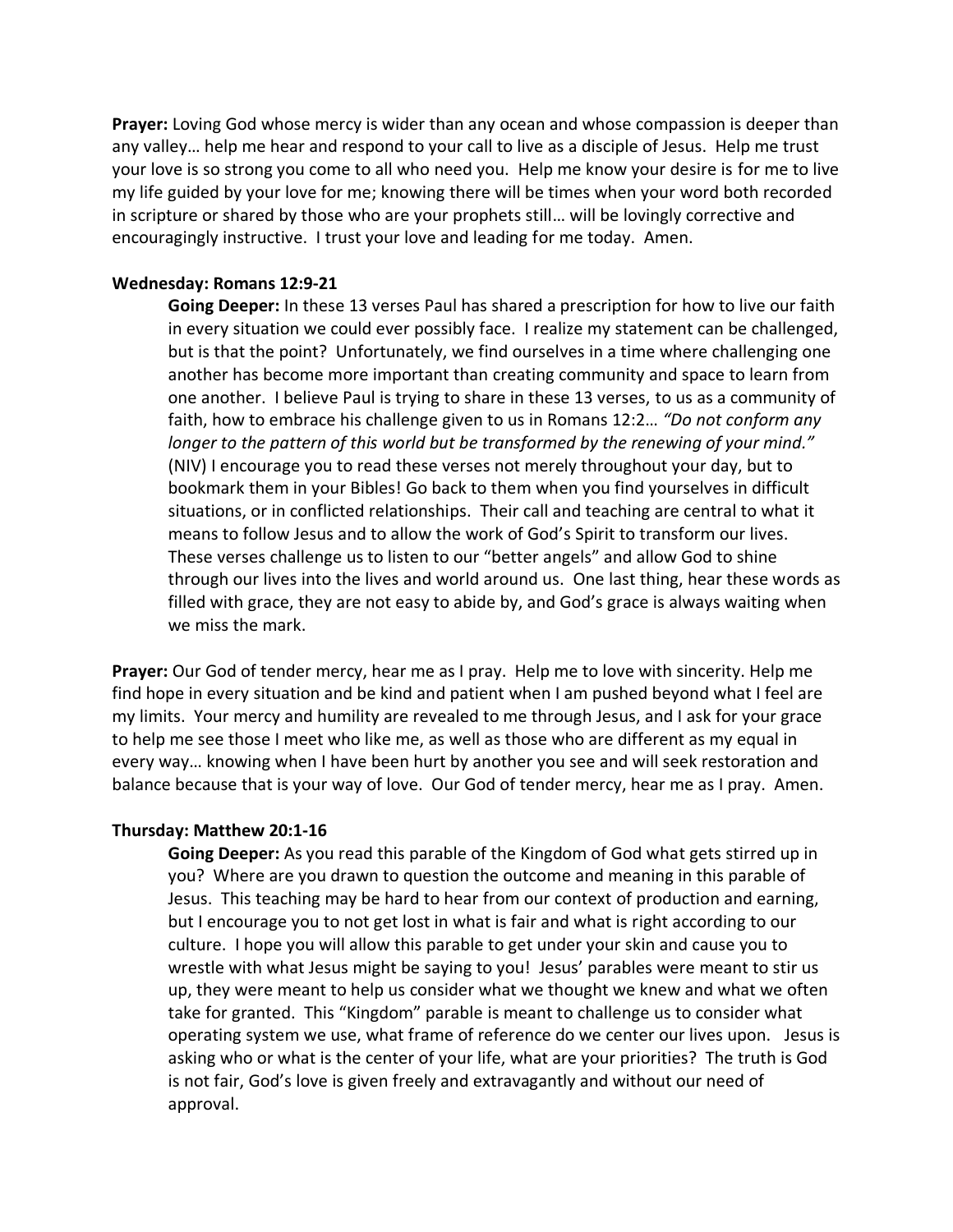**Prayer:** Loving God whose mercy is wider than any ocean and whose compassion is deeper than any valley… help me hear and respond to your call to live as a disciple of Jesus. Help me trust your love is so strong you come to all who need you. Help me know your desire is for me to live my life guided by your love for me; knowing there will be times when your word both recorded in scripture or shared by those who are your prophets still… will be lovingly corrective and encouragingly instructive. I trust your love and leading for me today. Amen.

**Wednesday: Romans 12:9-21**

**Going Deeper:** In these 13 verses Paul has shared a prescription for how to live our faith in every situation we could ever possibly face. I realize my statement can be challenged, but is that the point? Unfortunately, we find ourselves in a time where challenging one another has become more important than creating community and space to learn from one another. I believe Paul is trying to share in these 13 verses, to us as a community of faith, how to embrace his challenge given to us in Romans 12:2… *"Do not conform any longer to the pattern of this world but be transformed by the renewing of your mind."* (NIV) I encourage you to read these verses not merely throughout your day, but to bookmark them in your Bibles! Go back to them when you find yourselves in difficult situations, or in conflicted relationships. Their call and teaching are central to what it means to follow Jesus and to allow the work of God's Spirit to transform our lives. These verses challenge us to listen to our "better angels" and allow God to shine through our lives into the lives and world around us. One last thing, hear these words as filled with grace, they are not easy to abide by, and God's grace is always waiting when we miss the mark.

**Prayer:** Our God of tender mercy, hear me as I pray. Help me to love with sincerity. Help me find hope in every situation and be kind and patient when I am pushed beyond what I feel are my limits. Your mercy and humility are revealed to me through Jesus, and I ask for your grace to help me see those I meet who like me, as well as those who are different as my equal in every way… knowing when I have been hurt by another you see and will seek restoration and balance because that is your way of love. Our God of tender mercy, hear me as I pray. Amen.

**Thursday: Matthew 20:1-16**

**Going Deeper:** As you read this parable of the Kingdom of God what gets stirred up in you? Where are you drawn to question the outcome and meaning in this parable of Jesus. This teaching may be hard to hear from our context of production and earning, but I encourage you to not get lost in what is fair and what is right according to our culture. I hope you will allow this parable to get under your skin and cause you to wrestle with what Jesus might be saying to you! Jesus' parables were meant to stir us up, they were meant to help us consider what we thought we knew and what we often take for granted. This "Kingdom" parable is meant to challenge us to consider what operating system we use, what frame of reference do we center our lives upon. Jesus is asking who or what is the center of your life, what are your priorities? The truth is God is not fair, God's love is given freely and extravagantly and without our need of approval.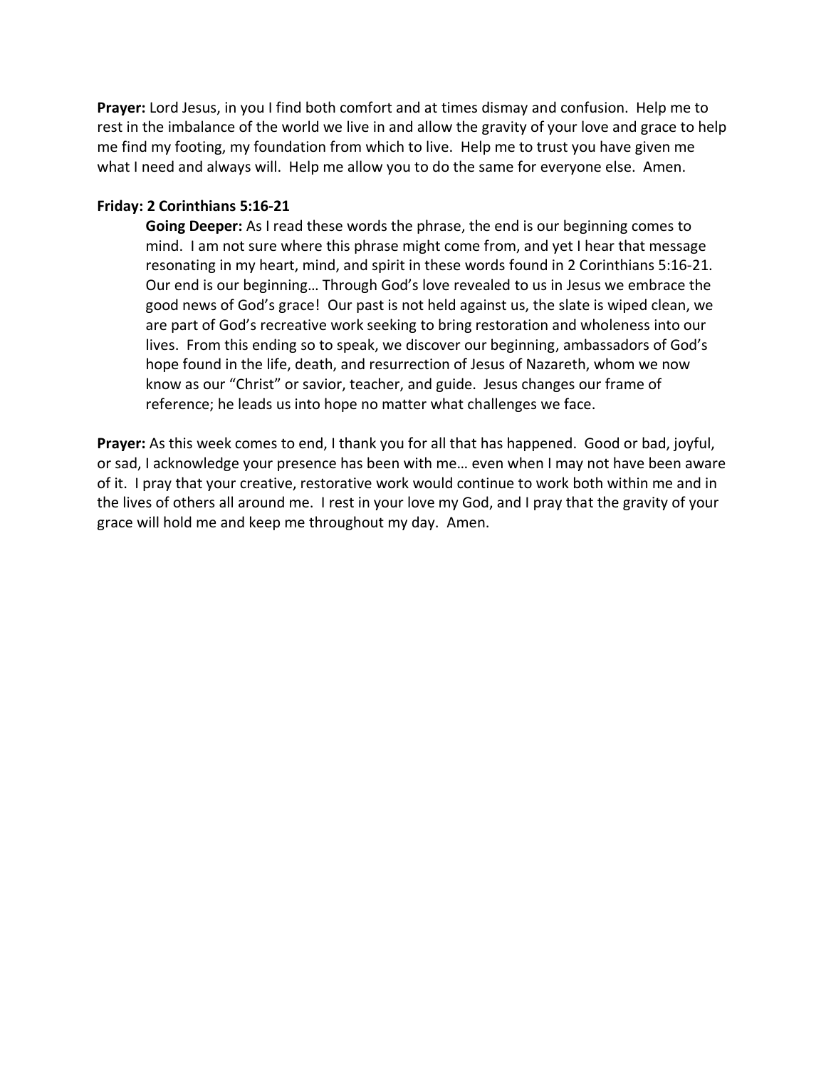**Prayer:** Lord Jesus, in you I find both comfort and at times dismay and confusion. Help me to rest in the imbalance of the world we live in and allow the gravity of your love and grace to help me find my footing, my foundation from which to live. Help me to trust you have given me what I need and always will. Help me allow you to do the same for everyone else. Amen.

**Friday: 2 Corinthians 5:16-21**

> **Going Deeper:** As I read these words the phrase, the end is our beginning comes to mind. I am not sure where this phrase might come from, and yet I hear that message resonating in my heart, mind, and spirit in these words found in 2 Corinthians 5:16-21. Our end is our beginning… Through God's love revealed to us in Jesus we embrace the good news of God's grace! Our past is not held against us, the slate is wiped clean, we are part of God's recreative work seeking to bring restoration and wholeness into our lives. From this ending so to speak, we discover our beginning, ambassadors of God's hope found in the life, death, and resurrection of Jesus of Nazareth, whom we now know as our "Christ" or savior, teacher, and guide. Jesus changes our frame of reference; he leads us into hope no matter what challenges we face.

**Prayer:** As this week comes to end, I thank you for all that has happened. Good or bad, joyful, or sad, I acknowledge your presence has been with me… even when I may not have been aware of it. I pray that your creative, restorative work would continue to work both within me and in the lives of others all around me. I rest in your love my God, and I pray that the gravity of your grace will hold me and keep me throughout my day. Amen.